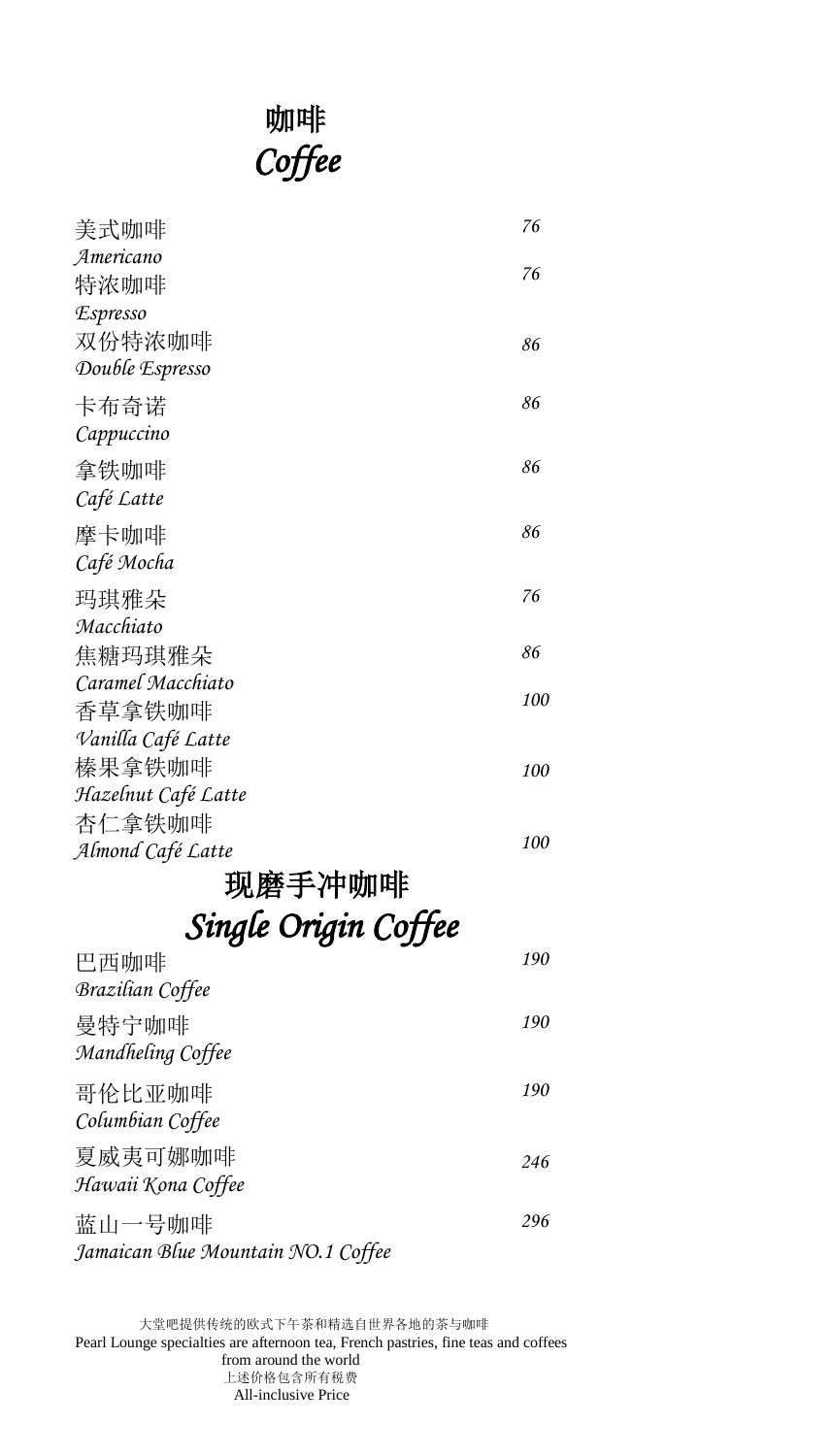# 咖啡
# *Coffee*

| | |
|---|---|
| 美式咖啡<br>*Americano* | *76* |
| 特浓咖啡<br>*Espresso* | *76* |
| 双份特浓咖啡<br>*Double Espresso* | *86* |
| 卡布奇诺<br>*Cappuccino* | *86* |
| 拿铁咖啡<br>*Café Latte* | *86* |
| 摩卡咖啡<br>*Café Mocha* | *86* |
| 玛琪雅朵<br>*Macchiato* | *76* |
| 焦糖玛琪雅朵<br>*Caramel Macchiato* | *86* |
| 香草拿铁咖啡<br>*Vanilla Café Latte* | *100* |
| 榛果拿铁咖啡<br>*Hazelnut Café Latte* | *100* |
| 杏仁拿铁咖啡<br>*Almond Café Latte* | *100* |

# 现磨手冲咖啡
# *Single Origin Coffee*

| | |
|---|---|
| 巴西咖啡<br>*Brazilian Coffee* | *190* |
| 曼特宁咖啡<br>*Mandheling Coffee* | *190* |
| 哥伦比亚咖啡<br>*Columbian Coffee* | *190* |
| 夏威夷可娜咖啡<br>*Hawaii Kona Coffee* | *246* |
| 蓝山一号咖啡<br>*Jamaican Blue Mountain NO.1 Coffee* | *296* |

大堂吧提供传统的欧式下午茶和精选自世界各地的茶与咖啡
Pearl Lounge specialties are afternoon tea, French pastries, fine teas and coffees from around the world
上述价格包含所有税费
All-inclusive Price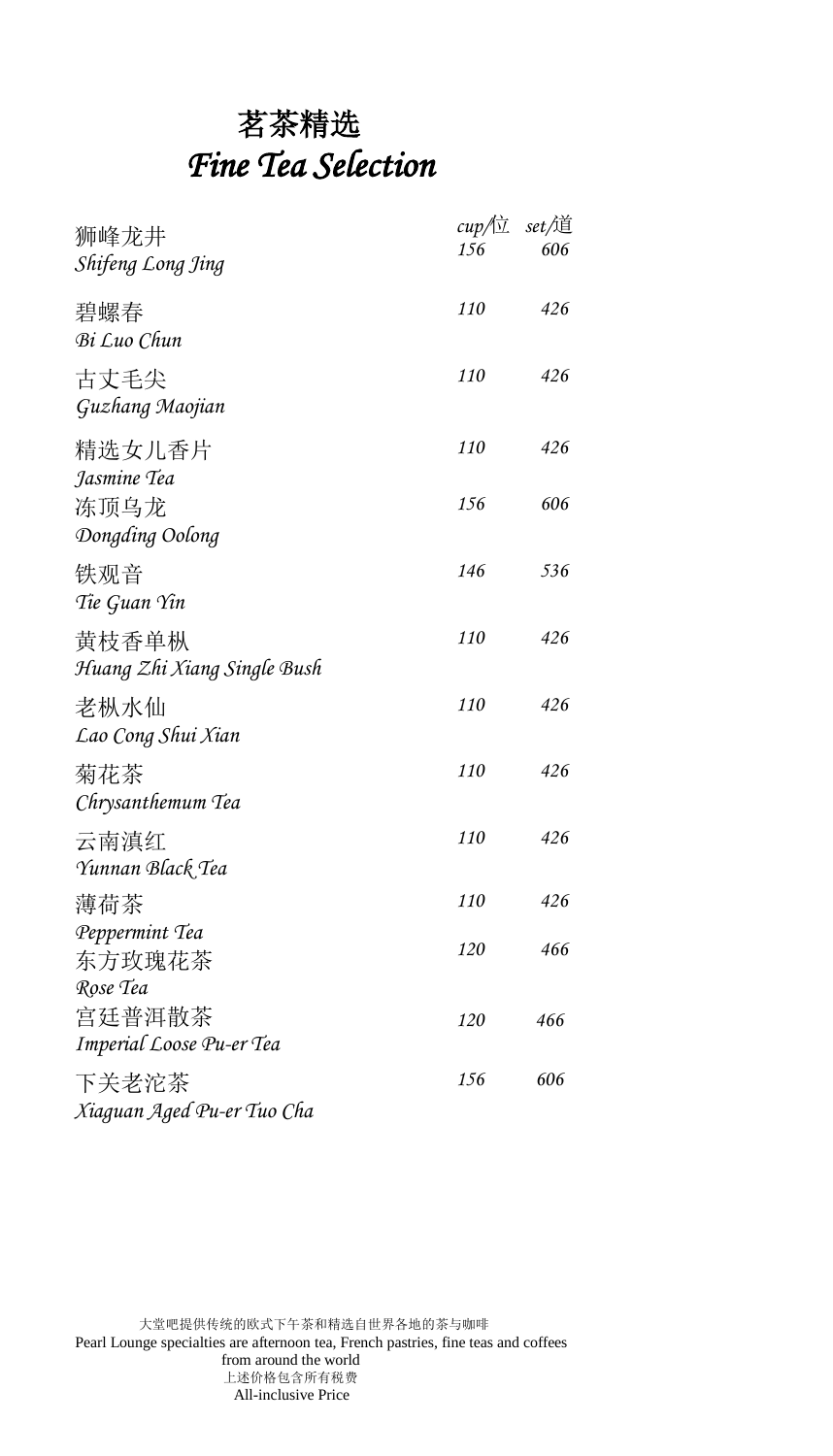# 茗茶精选
# *Fine Tea Selection*

| | cup/位 | set/道 |
|---|---|---|
| 狮峰龙井<br>*Shifeng Long Jing* | 156 | 606 |
| 碧螺春<br>*Bi Luo Chun* | 110 | 426 |
| 古丈毛尖<br>*Guzhang Maojian* | 110 | 426 |
| 精选女儿香片<br>*Jasmine Tea* | 110 | 426 |
| 冻顶乌龙<br>*Dongding Oolong* | 156 | 606 |
| 铁观音<br>*Tie Guan Yin* | 146 | 536 |
| 黄枝香单枞<br>*Huang Zhi Xiang Single Bush* | 110 | 426 |
| 老枞水仙<br>*Lao Cong Shui Xian* | 110 | 426 |
| 菊花茶<br>*Chrysanthemum Tea* | 110 | 426 |
| 云南滇红<br>*Yunnan Black Tea* | 110 | 426 |
| 薄荷茶<br>*Peppermint Tea* | 110 | 426 |
| 东方玫瑰花茶<br>*Rose Tea* | 120 | 466 |
| 宫廷普洱散茶<br>*Imperial Loose Pu-er Tea* | 120 | 466 |
| 下关老沱茶<br>*Xiaguan Aged Pu-er Tuo Cha* | 156 | 606 |

大堂吧提供传统的欧式下午茶和精选自世界各地的茶与咖啡
Pearl Lounge specialties are afternoon tea, French pastries, fine teas and coffees from around the world
上述价格包含所有税费
All-inclusive Price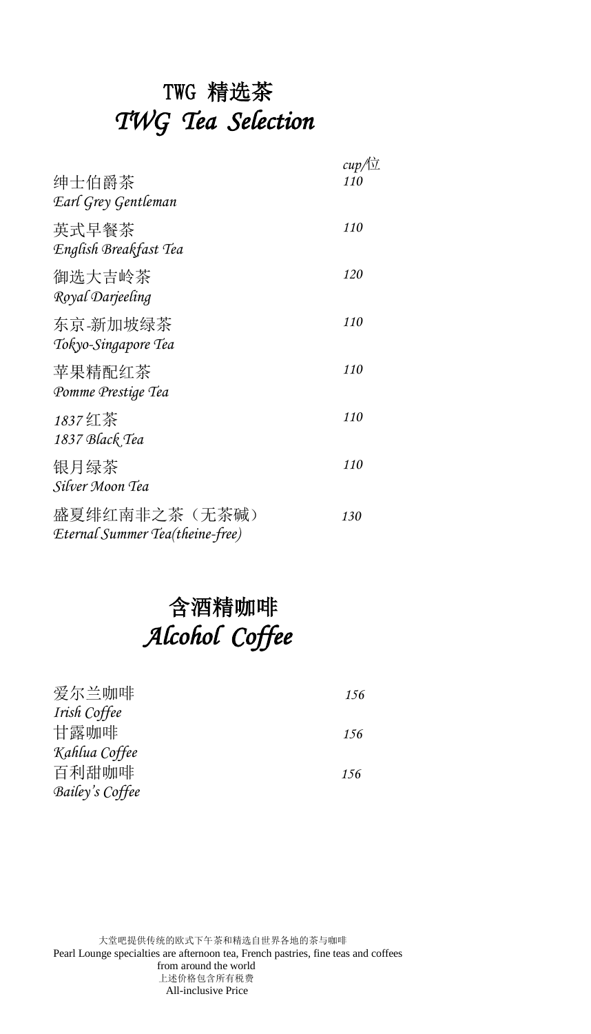# TWG 精选茶
# *TWG Tea Selection*

| | *cup/位* |
|---|---|
| 绅士伯爵茶<br>*Earl Grey Gentleman* | *110* |
| 英式早餐茶<br>*English Breakfast Tea* | *110* |
| 御选大吉岭茶<br>*Royal Darjeeling* | *120* |
| 东京-新加坡绿茶<br>*Tokyo-Singapore Tea* | *110* |
| 苹果精配红茶<br>*Pomme Prestige Tea* | *110* |
| *1837* 红茶<br>*1837 Black Tea* | *110* |
| 银月绿茶<br>*Silver Moon Tea* | *110* |
| 盛夏绯红南非之茶（无茶碱）<br>*Eternal Summer Tea(theine-free)* | *130* |

# 含酒精咖啡
# *Alcohol Coffee*

| | |
|---|---|
| 爱尔兰咖啡<br>*Irish Coffee* | *156* |
| 甘露咖啡<br>*Kahlua Coffee* | *156* |
| 百利甜咖啡<br>*Bailey's Coffee* | *156* |

大堂吧提供传统的欧式下午茶和精选自世界各地的茶与咖啡
Pearl Lounge specialties are afternoon tea, French pastries, fine teas and coffees from around the world
上述价格包含所有税费
All-inclusive Price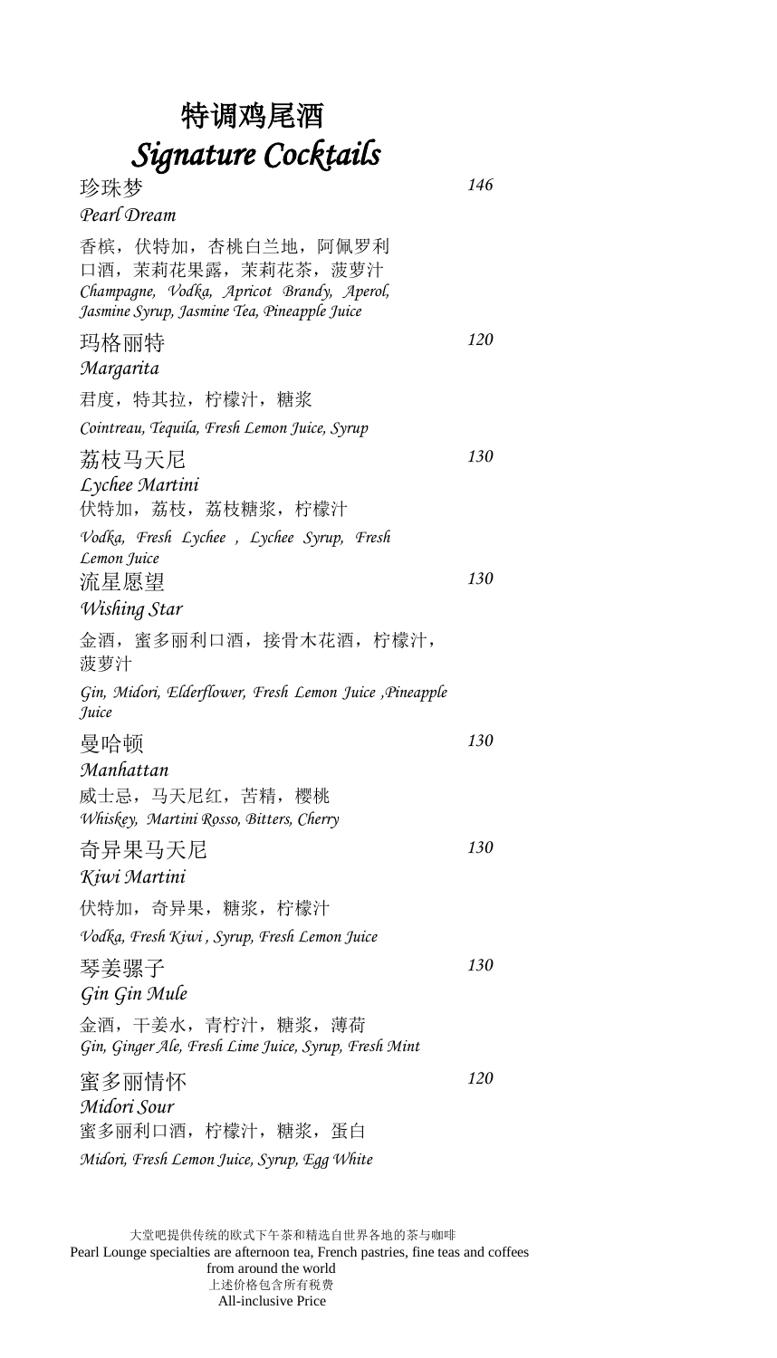# 特调鸡尾酒
# *Signature Cocktails*

珍珠梦 *146*

*Pearl Dream*

香槟，伏特加，杏桃白兰地，阿佩罗利口酒，茉莉花果露，茉莉花茶，菠萝汁

*Champagne, Vodka, Apricot Brandy, Aperol, Jasmine Syrup, Jasmine Tea, Pineapple Juice*

玛格丽特 *120*

*Margarita*

君度，特其拉，柠檬汁，糖浆

*Cointreau, Tequila, Fresh Lemon Juice, Syrup*

荔枝马天尼 *130*

*Lychee Martini*

伏特加，荔枝，荔枝糖浆，柠檬汁

*Vodka, Fresh Lychee , Lychee Syrup, Fresh Lemon Juice*

流星愿望 *130*

*Wishing Star*

金酒，蜜多丽利口酒，接骨木花酒，柠檬汁，菠萝汁

*Gin, Midori, Elderflower, Fresh Lemon Juice ,Pineapple Juice*

曼哈顿 *130*

*Manhattan*

威士忌，马天尼红，苦精，樱桃

*Whiskey, Martini Rosso, Bitters, Cherry*

奇异果马天尼 *130*

*Kiwi Martini*

伏特加，奇异果，糖浆，柠檬汁

*Vodka, Fresh Kiwi , Syrup, Fresh Lemon Juice*

琴姜骡子 *130*

*Gin Gin Mule*

金酒，干姜水，青柠汁，糖浆，薄荷

*Gin, Ginger Ale, Fresh Lime Juice, Syrup, Fresh Mint*

蜜多丽情怀 *120*

*Midori Sour*

蜜多丽利口酒，柠檬汁，糖浆，蛋白

*Midori, Fresh Lemon Juice, Syrup, Egg White*

大堂吧提供传统的欧式下午茶和精选自世界各地的茶与咖啡

Pearl Lounge specialties are afternoon tea, French pastries, fine teas and coffees from around the world

上述价格包含所有税费

All-inclusive Price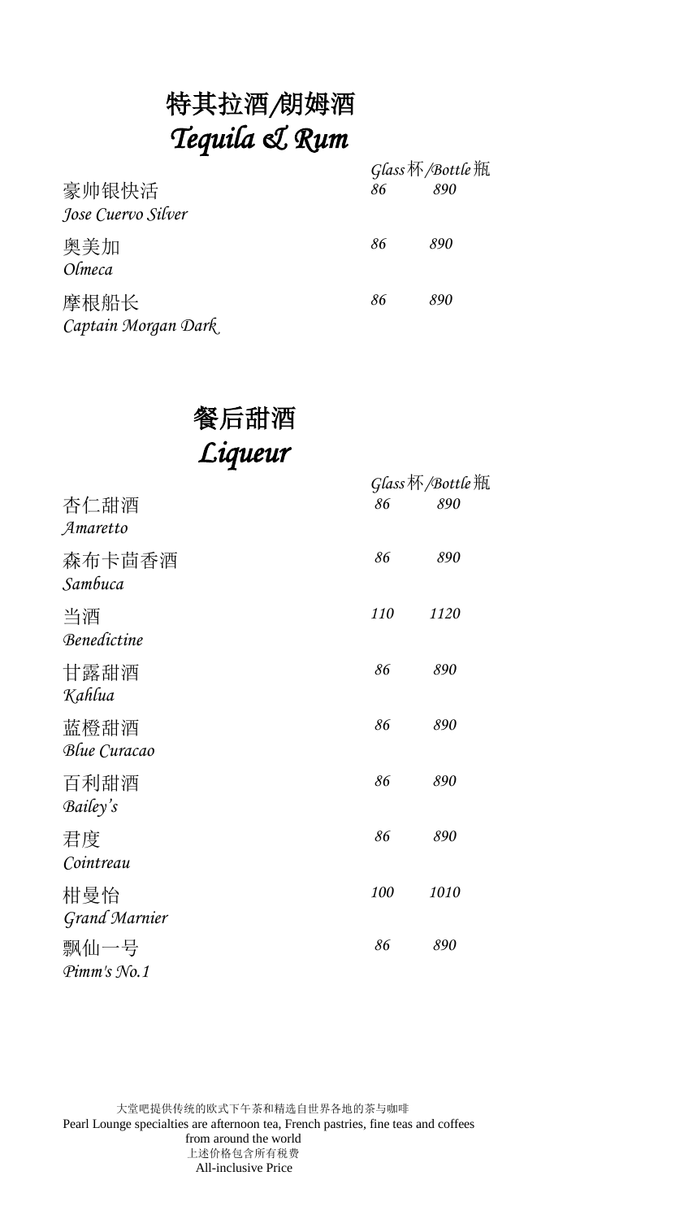# 特其拉酒/朗姆酒
# *Tequila & Rum*

| | *Glass*杯 | */Bottle*瓶 |
|---|---|---|
| 豪帅银快活<br>*Jose Cuervo Silver* | *86* | *890* |
| 奥美加<br>*Olmeca* | *86* | *890* |
| 摩根船长<br>*Captain Morgan Dark* | *86* | *890* |

# 餐后甜酒
# *Liqueur*

| | *Glass*杯 | */Bottle*瓶 |
|---|---|---|
| 杏仁甜酒<br>*Amaretto* | *86* | *890* |
| 森布卡茴香酒<br>*Sambuca* | *86* | *890* |
| 当酒<br>*Benedictine* | *110* | *1120* |
| 甘露甜酒<br>*Kahlua* | *86* | *890* |
| 蓝橙甜酒<br>*Blue Curacao* | *86* | *890* |
| 百利甜酒<br>*Bailey's* | *86* | *890* |
| 君度<br>*Cointreau* | *86* | *890* |
| 柑曼怡<br>*Grand Marnier* | *100* | *1010* |
| 飘仙一号<br>*Pimm's No.1* | *86* | *890* |

大堂吧提供传统的欧式下午茶和精选自世界各地的茶与咖啡
Pearl Lounge specialties are afternoon tea, French pastries, fine teas and coffees from around the world
上述价格包含所有税费
All-inclusive Price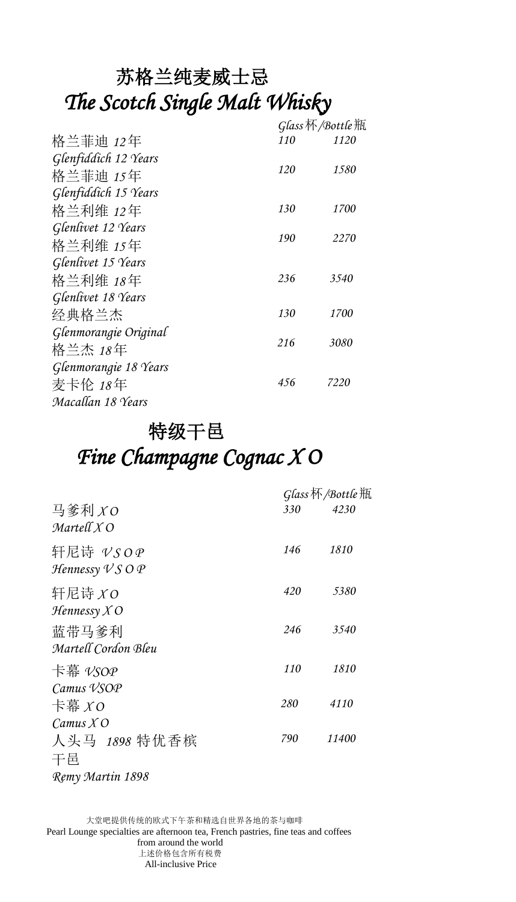# 苏格兰纯麦威士忌

# *The Scotch Single Malt Whisky*

| | Glass 杯 | Bottle 瓶 |
|---|---|---|
| 格兰菲迪 12年<br>Glenfiddich 12 Years | 110 | 1120 |
| 格兰菲迪 15年<br>Glenfiddich 15 Years | 120 | 1580 |
| 格兰利维 12年<br>Glenlivet 12 Years | 130 | 1700 |
| 格兰利维 15年<br>Glenlivet 15 Years | 190 | 2270 |
| 格兰利维 18年<br>Glenlivet 18 Years | 236 | 3540 |
| 经典格兰杰<br>Glenmorangie Original | 130 | 1700 |
| 格兰杰 18年<br>Glenmorangie 18 Years | 216 | 3080 |
| 麦卡伦 18年<br>Macallan 18 Years | 456 | 7220 |

# 特级干邑

# *Fine Champagne Cognac X O*

| | Glass 杯 | Bottle 瓶 |
|---|---|---|
| 马爹利 X O<br>Martell X O | 330 | 4230 |
| 轩尼诗 V S O P<br>Hennessy V S O P | 146 | 1810 |
| 轩尼诗 X O<br>Hennessy X O | 420 | 5380 |
| 蓝带马爹利<br>Martell Cordon Bleu | 246 | 3540 |
| 卡幕 VSOP<br>Camus VSOP | 110 | 1810 |
| 卡幕 X O<br>Camus X O | 280 | 4110 |
| 人头马 1898 特优香槟干邑<br>Remy Martin 1898 | 790 | 11400 |

大堂吧提供传统的欧式下午茶和精选自世界各地的茶与咖啡

Pearl Lounge specialties are afternoon tea, French pastries, fine teas and coffees from around the world

上述价格包含所有税费

All-inclusive Price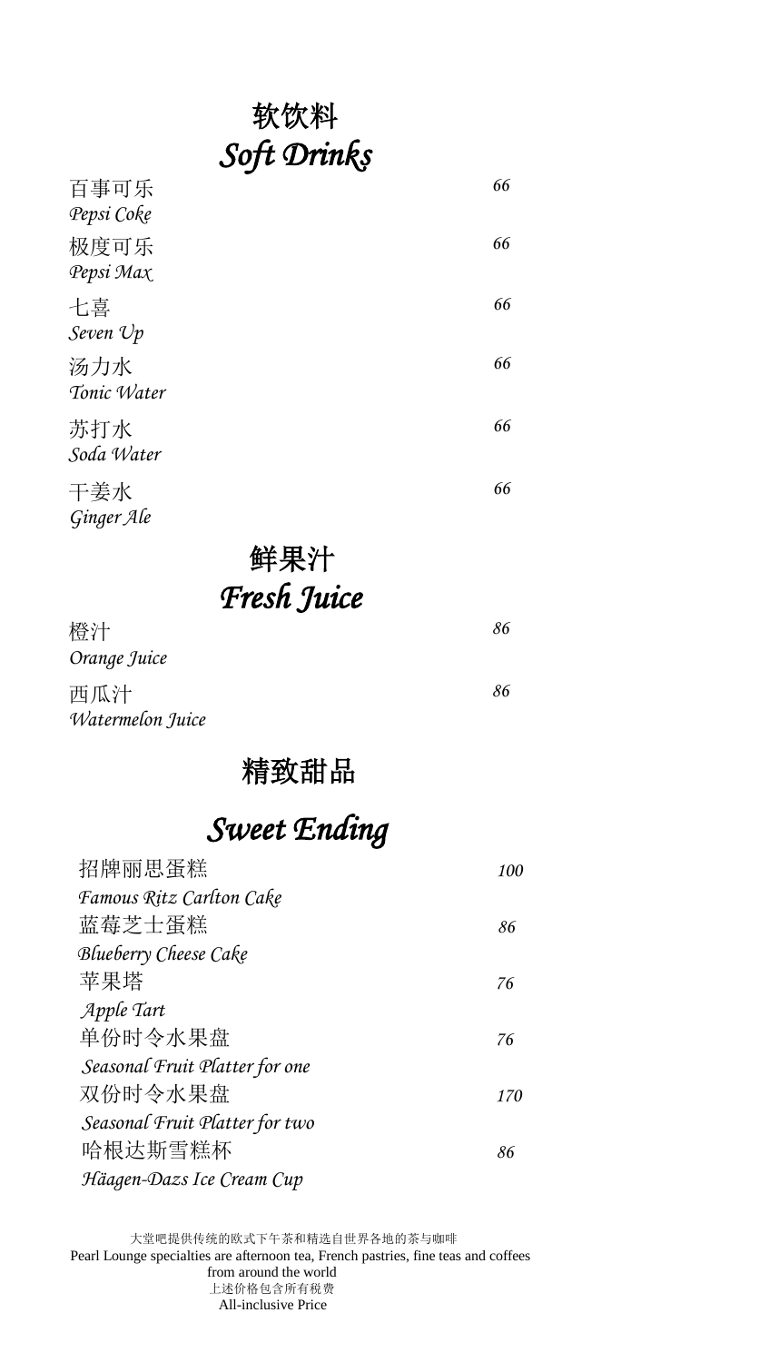## 软饮料
## *Soft Drinks*

| | |
|---|---|
| 百事可乐<br>*Pepsi Coke* | *66* |
| 极度可乐<br>*Pepsi Max* | *66* |
| 七喜<br>*Seven Up* | *66* |
| 汤力水<br>*Tonic Water* | *66* |
| 苏打水<br>*Soda Water* | *66* |
| 干姜水<br>*Ginger Ale* | *66* |

## 鲜果汁
## *Fresh Juice*

| | |
|---|---|
| 橙汁<br>*Orange Juice* | *86* |
| 西瓜汁<br>*Watermelon Juice* | *86* |

## 精致甜品
## *Sweet Ending*

| | |
|---|---|
| 招牌丽思蛋糕<br>*Famous Ritz Carlton Cake* | *100* |
| 蓝莓芝士蛋糕<br>*Blueberry Cheese Cake* | *86* |
| 苹果塔<br>*Apple Tart* | *76* |
| 单份时令水果盘<br>*Seasonal Fruit Platter for one* | *76* |
| 双份时令水果盘<br>*Seasonal Fruit Platter for two* | *170* |
| 哈根达斯雪糕杯<br>*Häagen-Dazs Ice Cream Cup* | *86* |

大堂吧提供传统的欧式下午茶和精选自世界各地的茶与咖啡
Pearl Lounge specialties are afternoon tea, French pastries, fine teas and coffees from around the world
上述价格包含所有税费
All-inclusive Price